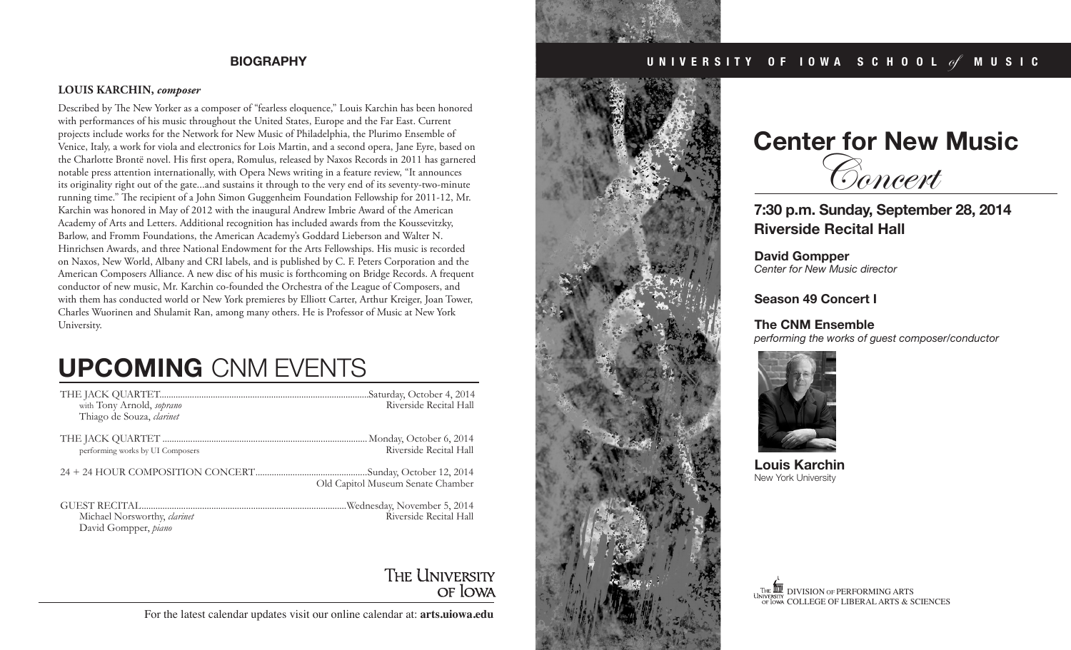## BIOGRAPHY

**LOUIS KARCHIN,** ***composer***

Described by The New Yorker as a composer of "fearless eloquence," Louis Karchin has been honored with performances of his music throughout the United States, Europe and the Far East. Current projects include works for the Network for New Music of Philadelphia, the Plurimo Ensemble of Venice, Italy, a work for viola and electronics for Lois Martin, and a second opera, Jane Eyre, based on the Charlotte Brontë novel. His first opera, Romulus, released by Naxos Records in 2011 has garnered notable press attention internationally, with Opera News writing in a feature review, "It announces its originality right out of the gate...and sustains it through to the very end of its seventy-two-minute running time." The recipient of a John Simon Guggenheim Foundation Fellowship for 2011-12, Mr. Karchin was honored in May of 2012 with the inaugural Andrew Imbrie Award of the American Academy of Arts and Letters. Additional recognition has included awards from the Koussevitzky, Barlow, and Fromm Foundations, the American Academy's Goddard Lieberson and Walter N. Hinrichsen Awards, and three National Endowment for the Arts Fellowships. His music is recorded on Naxos, New World, Albany and CRI labels, and is published by C. F. Peters Corporation and the American Composers Alliance. A new disc of his music is forthcoming on Bridge Records. A frequent conductor of new music, Mr. Karchin co-founded the Orchestra of the League of Composers, and with them has conducted world or New York premieres by Elliott Carter, Arthur Kreiger, Joan Tower, Charles Wuorinen and Shulamit Ran, among many others. He is Professor of Music at New York University.

# UPCOMING CNM EVENTS

THE JACK QUARTET.......................................Saturday, October 4, 2014
with Tony Arnold, *soprano* — Riverside Recital Hall
Thiago de Souza, *clarinet*

THE JACK QUARTET .......................................Monday, October 6, 2014
performing works by UI Composers — Riverside Recital Hall

24 + 24 HOUR COMPOSITION CONCERT.......................................Sunday, October 12, 2014
Old Capitol Museum Senate Chamber

GUEST RECITAL.......................................Wednesday, November 5, 2014
Michael Norsworthy, *clarinet* — Riverside Recital Hall
David Gompper, *piano*

The University of Iowa

For the latest calendar updates visit our online calendar at: **arts.uiowa.edu**

UNIVERSITY OF IOWA SCHOOL *of* MUSIC

# Center for New Music *Concert*

## 7:30 p.m. Sunday, September 28, 2014
## Riverside Recital Hall

**David Gompper**
*Center for New Music director*

**Season 49 Concert I**

**The CNM Ensemble**
*performing the works of guest composer/conductor*

**Louis Karchin**
New York University

The University of Iowa DIVISION OF PERFORMING ARTS
COLLEGE OF LIBERAL ARTS & SCIENCES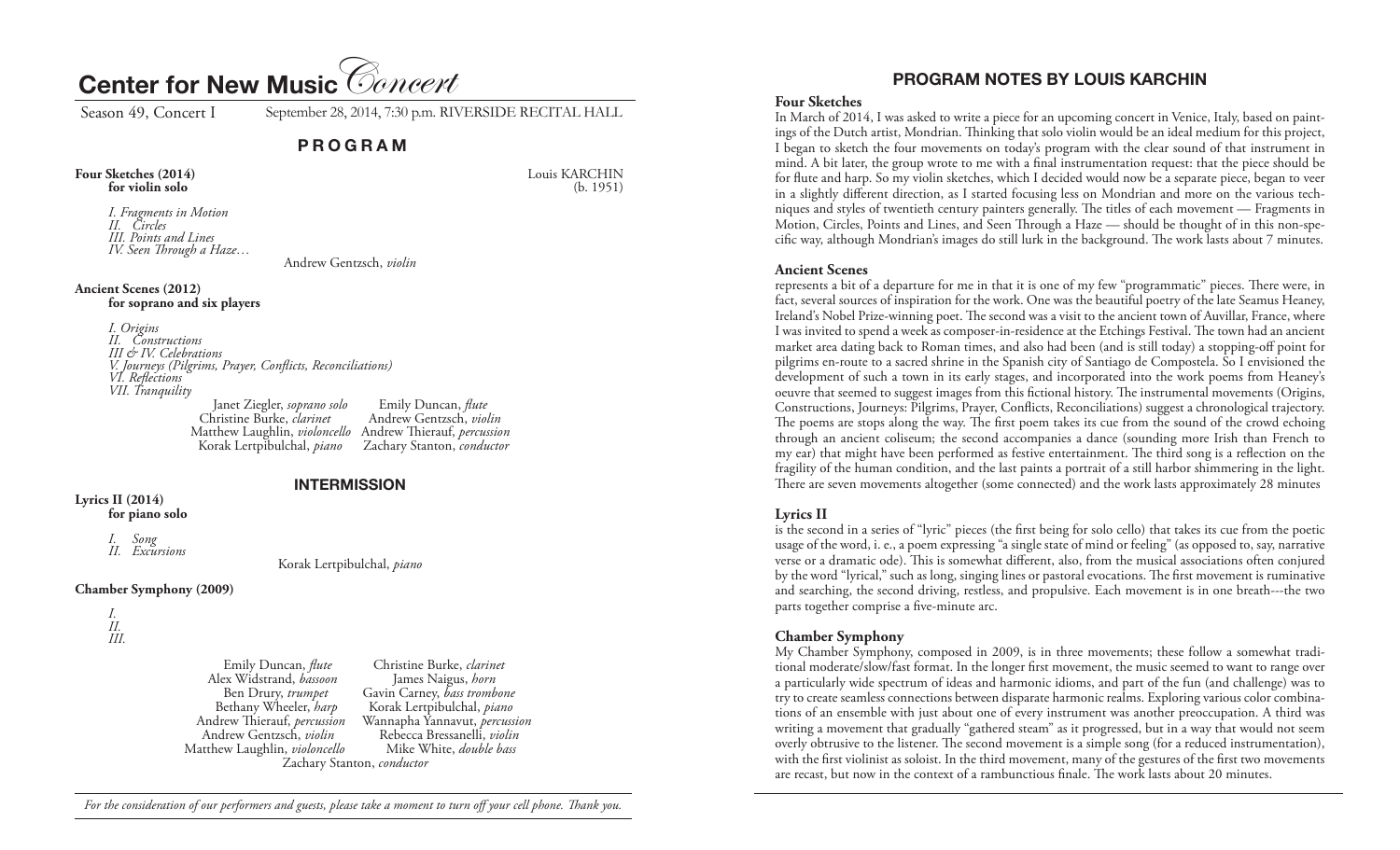# Center for New Music *Concert*

Season 49, Concert I — September 28, 2014, 7:30 p.m. RIVERSIDE RECITAL HALL

## PROGRAM

**Four Sketches (2014)**
**for violin solo**

Louis KARCHIN (b. 1951)

*I. Fragments in Motion*
*II. Circles*
*III. Points and Lines*
*IV. Seen Through a Haze…*

Andrew Gentzsch, *violin*

**Ancient Scenes (2012)**
**for soprano and six players**

*I. Origins*
*II. Constructions*
*III & IV. Celebrations*
*V. Journeys (Pilgrims, Prayer, Conflicts, Reconciliations)*
*VI. Reflections*
*VII. Tranquility*

Janet Ziegler, *soprano solo*
Emily Duncan, *flute*
Christine Burke, *clarinet*
Andrew Gentzsch, *violin*
Matthew Laughlin, *violoncello*
Andrew Thierauf, *percussion*
Korak Lertpibulchal, *piano*
Zachary Stanton, *conductor*

### INTERMISSION

**Lyrics II (2014)**
**for piano solo**

*I. Song*
*II. Excursions*

Korak Lertpibulchal, *piano*

**Chamber Symphony (2009)**

*I.*
*II.*
*III.*

Emily Duncan, *flute*
Christine Burke, *clarinet*
Alex Widstrand, *bassoon*
James Naigus, *horn*
Ben Drury, *trumpet*
Gavin Carney, *bass trombone*
Bethany Wheeler, *harp*
Korak Lertpibulchal, *piano*
Andrew Thierauf, *percussion*
Wannapha Yannavut, *percussion*
Andrew Gentzsch, *violin*
Rebecca Bressanelli, *violin*
Matthew Laughlin, *violoncello*
Mike White, *double bass*
Zachary Stanton, *conductor*

*For the consideration of our performers and guests, please take a moment to turn off your cell phone. Thank you.*

## PROGRAM NOTES BY LOUIS KARCHIN

### Four Sketches

In March of 2014, I was asked to write a piece for an upcoming concert in Venice, Italy, based on paintings of the Dutch artist, Mondrian. Thinking that solo violin would be an ideal medium for this project, I began to sketch the four movements on today's program with the clear sound of that instrument in mind. A bit later, the group wrote to me with a final instrumentation request: that the piece should be for flute and harp. So my violin sketches, which I decided would now be a separate piece, began to veer in a slightly different direction, as I started focusing less on Mondrian and more on the various techniques and styles of twentieth century painters generally. The titles of each movement — Fragments in Motion, Circles, Points and Lines, and Seen Through a Haze — should be thought of in this non-specific way, although Mondrian's images do still lurk in the background. The work lasts about 7 minutes.

### Ancient Scenes

represents a bit of a departure for me in that it is one of my few "programmatic" pieces. There were, in fact, several sources of inspiration for the work. One was the beautiful poetry of the late Seamus Heaney, Ireland's Nobel Prize-winning poet. The second was a visit to the ancient town of Auvillar, France, where I was invited to spend a week as composer-in-residence at the Etchings Festival. The town had an ancient market area dating back to Roman times, and also had been (and is still today) a stopping-off point for pilgrims en-route to a sacred shrine in the Spanish city of Santiago de Compostela. So I envisioned the development of such a town in its early stages, and incorporated into the work poems from Heaney's oeuvre that seemed to suggest images from this fictional history. The instrumental movements (Origins, Constructions, Journeys: Pilgrims, Prayer, Conflicts, Reconciliations) suggest a chronological trajectory. The poems are stops along the way. The first poem takes its cue from the sound of the crowd echoing through an ancient coliseum; the second accompanies a dance (sounding more Irish than French to my ear) that might have been performed as festive entertainment. The third song is a reflection on the fragility of the human condition, and the last paints a portrait of a still harbor shimmering in the light. There are seven movements altogether (some connected) and the work lasts approximately 28 minutes

### Lyrics II

is the second in a series of "lyric" pieces (the first being for solo cello) that takes its cue from the poetic usage of the word, i. e., a poem expressing "a single state of mind or feeling" (as opposed to, say, narrative verse or a dramatic ode). This is somewhat different, also, from the musical associations often conjured by the word "lyrical," such as long, singing lines or pastoral evocations. The first movement is ruminative and searching, the second driving, restless, and propulsive. Each movement is in one breath---the two parts together comprise a five-minute arc.

### Chamber Symphony

My Chamber Symphony, composed in 2009, is in three movements; these follow a somewhat traditional moderate/slow/fast format. In the longer first movement, the music seemed to want to range over a particularly wide spectrum of ideas and harmonic idioms, and part of the fun (and challenge) was to try to create seamless connections between disparate harmonic realms. Exploring various color combinations of an ensemble with just about one of every instrument was another preoccupation. A third was writing a movement that gradually "gathered steam" as it progressed, but in a way that would not seem overly obtrusive to the listener. The second movement is a simple song (for a reduced instrumentation), with the first violinist as soloist. In the third movement, many of the gestures of the first two movements are recast, but now in the context of a rambunctious finale. The work lasts about 20 minutes.